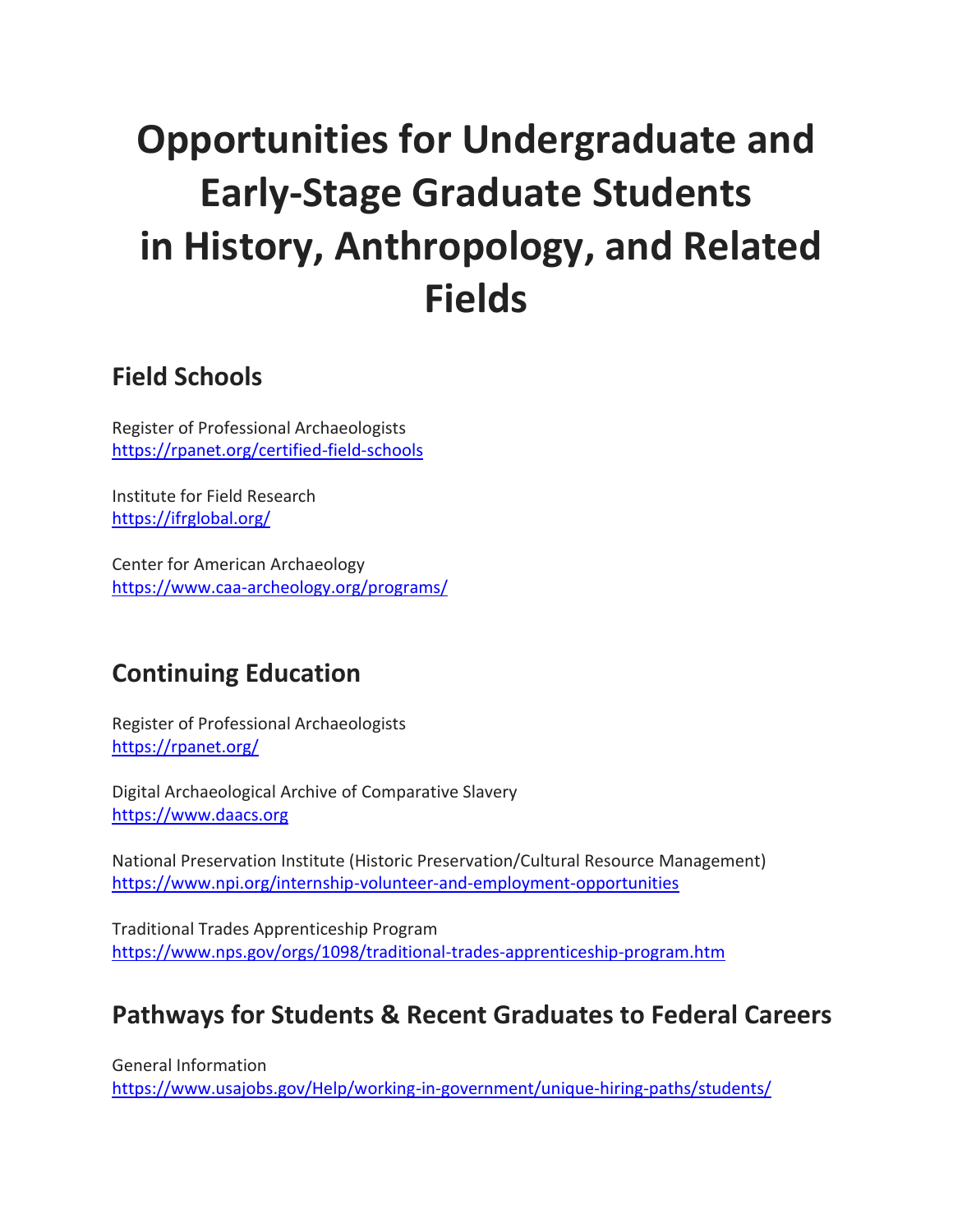# Opportunities for Undergraduate and Early-Stage Graduate Students in History, Anthropology, and Related Fields

## Field Schools

Register of Professional Archaeologists
https://rpanet.org/certified-field-schools

Institute for Field Research
https://ifrglobal.org/

Center for American Archaeology
https://www.caa-archeology.org/programs/

## Continuing Education

Register of Professional Archaeologists
https://rpanet.org/

Digital Archaeological Archive of Comparative Slavery
https://www.daacs.org

National Preservation Institute (Historic Preservation/Cultural Resource Management)
https://www.npi.org/internship-volunteer-and-employment-opportunities

Traditional Trades Apprenticeship Program
https://www.nps.gov/orgs/1098/traditional-trades-apprenticeship-program.htm

## Pathways for Students & Recent Graduates to Federal Careers

General Information
https://www.usajobs.gov/Help/working-in-government/unique-hiring-paths/students/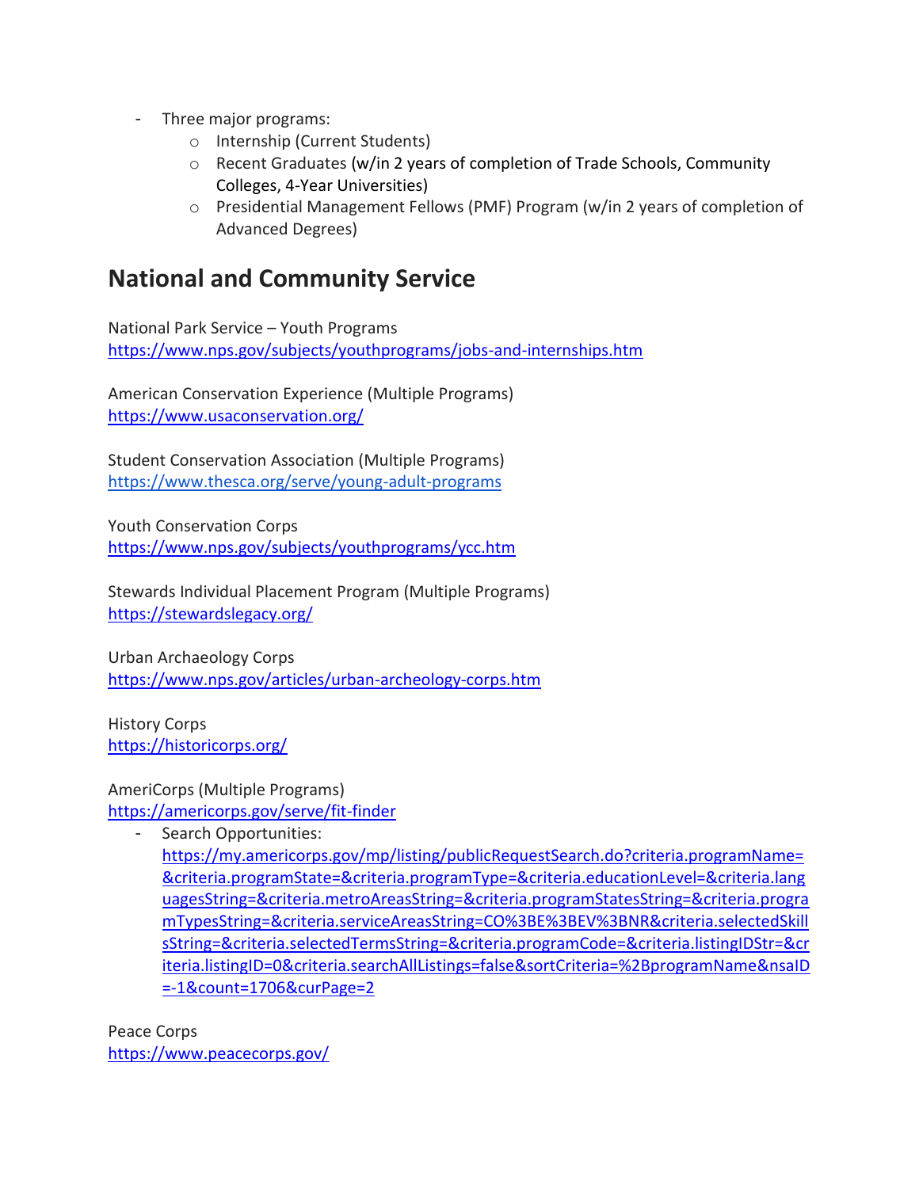- Three major programs:
    - Internship (Current Students)
    - Recent Graduates (w/in 2 years of completion of Trade Schools, Community Colleges, 4-Year Universities)
    - Presidential Management Fellows (PMF) Program (w/in 2 years of completion of Advanced Degrees)

## National and Community Service

National Park Service – Youth Programs
https://www.nps.gov/subjects/youthprograms/jobs-and-internships.htm

American Conservation Experience (Multiple Programs)
https://www.usaconservation.org/

Student Conservation Association (Multiple Programs)
https://www.thesca.org/serve/young-adult-programs

Youth Conservation Corps
https://www.nps.gov/subjects/youthprograms/ycc.htm

Stewards Individual Placement Program (Multiple Programs)
https://stewardslegacy.org/

Urban Archaeology Corps
https://www.nps.gov/articles/urban-archeology-corps.htm

History Corps
https://historicorps.org/

AmeriCorps (Multiple Programs)
https://americorps.gov/serve/fit-finder

- Search Opportunities: https://my.americorps.gov/mp/listing/publicRequestSearch.do?criteria.programName=&criteria.programState=&criteria.programType=&criteria.educationLevel=&criteria.languagesString=&criteria.metroAreasString=&criteria.programStatesString=&criteria.programTypesString=&criteria.serviceAreasString=CO%3BE%3BEV%3BNR&criteria.selectedSkillsString=&criteria.selectedTermsString=&criteria.programCode=&criteria.listingIDStr=&criteria.listingID=0&criteria.searchAllListings=false&sortCriteria=%2BprogramName&nsaID=-1&count=1706&curPage=2

Peace Corps
https://www.peacecorps.gov/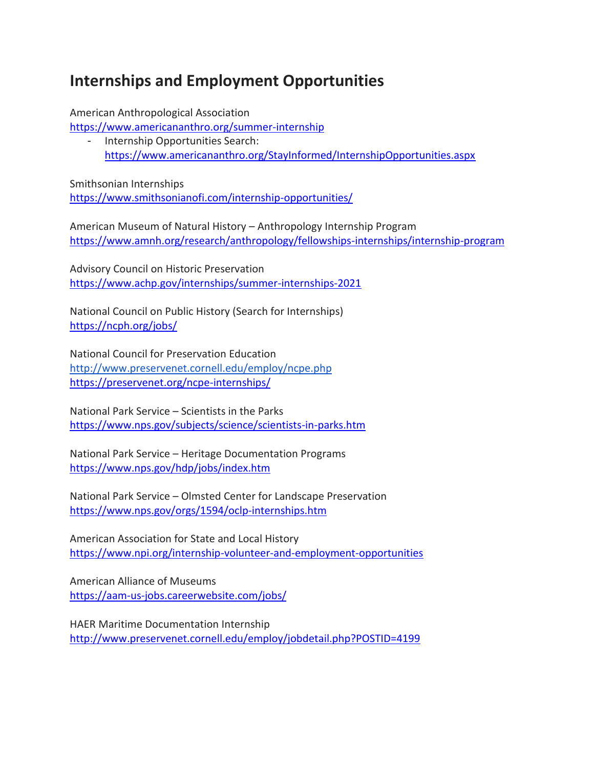## Internships and Employment Opportunities

American Anthropological Association
https://www.americananthro.org/summer-internship

- Internship Opportunities Search:
  https://www.americananthro.org/StayInformed/InternshipOpportunities.aspx

Smithsonian Internships
https://www.smithsonianofi.com/internship-opportunities/

American Museum of Natural History – Anthropology Internship Program
https://www.amnh.org/research/anthropology/fellowships-internships/internship-program

Advisory Council on Historic Preservation
https://www.achp.gov/internships/summer-internships-2021

National Council on Public History (Search for Internships)
https://ncph.org/jobs/

National Council for Preservation Education
http://www.preservenet.cornell.edu/employ/ncpe.php
https://preservenet.org/ncpe-internships/

National Park Service – Scientists in the Parks
https://www.nps.gov/subjects/science/scientists-in-parks.htm

National Park Service – Heritage Documentation Programs
https://www.nps.gov/hdp/jobs/index.htm

National Park Service – Olmsted Center for Landscape Preservation
https://www.nps.gov/orgs/1594/oclp-internships.htm

American Association for State and Local History
https://www.npi.org/internship-volunteer-and-employment-opportunities

American Alliance of Museums
https://aam-us-jobs.careerwebsite.com/jobs/

HAER Maritime Documentation Internship
http://www.preservenet.cornell.edu/employ/jobdetail.php?POSTID=4199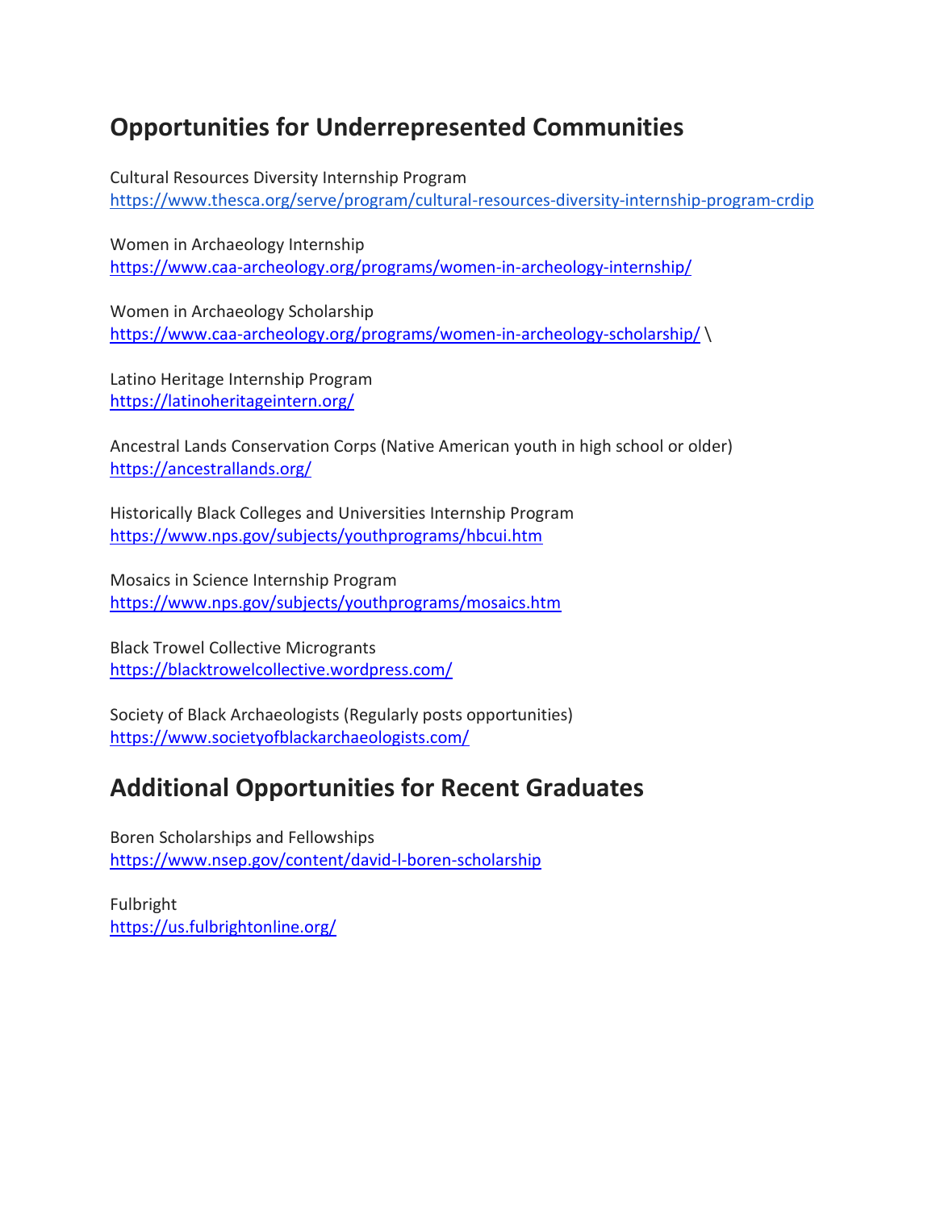## Opportunities for Underrepresented Communities

Cultural Resources Diversity Internship Program
https://www.thesca.org/serve/program/cultural-resources-diversity-internship-program-crdip

Women in Archaeology Internship
https://www.caa-archeology.org/programs/women-in-archeology-internship/

Women in Archaeology Scholarship
https://www.caa-archeology.org/programs/women-in-archeology-scholarship/ \

Latino Heritage Internship Program
https://latinoheritageintern.org/

Ancestral Lands Conservation Corps (Native American youth in high school or older)
https://ancestrallands.org/

Historically Black Colleges and Universities Internship Program
https://www.nps.gov/subjects/youthprograms/hbcui.htm

Mosaics in Science Internship Program
https://www.nps.gov/subjects/youthprograms/mosaics.htm

Black Trowel Collective Micrograants
https://blacktrowelcollective.wordpress.com/

Society of Black Archaeologists (Regularly posts opportunities)
https://www.societyofblackarchaeologists.com/

## Additional Opportunities for Recent Graduates

Boren Scholarships and Fellowships
https://www.nsep.gov/content/david-l-boren-scholarship

Fulbright
https://us.fulbrightonline.org/